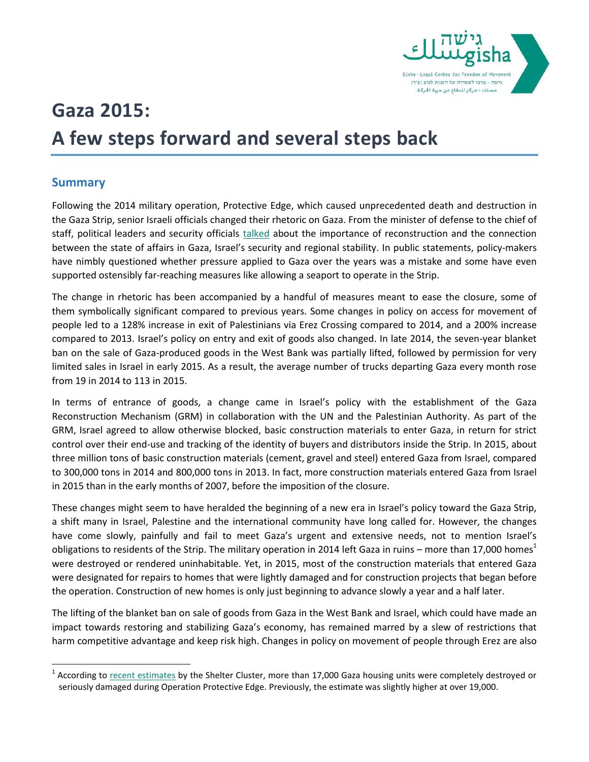# Gaza 2015:
# A few steps forward and several steps back

## Summary

Following the 2014 military operation, Protective Edge, which caused unprecedented death and destruction in the Gaza Strip, senior Israeli officials changed their rhetoric on Gaza. From the minister of defense to the chief of staff, political leaders and security officials talked about the importance of reconstruction and the connection between the state of affairs in Gaza, Israel's security and regional stability. In public statements, policy-makers have nimbly questioned whether pressure applied to Gaza over the years was a mistake and some have even supported ostensibly far-reaching measures like allowing a seaport to operate in the Strip.

The change in rhetoric has been accompanied by a handful of measures meant to ease the closure, some of them symbolically significant compared to previous years. Some changes in policy on access for movement of people led to a 128% increase in exit of Palestinians via Erez Crossing compared to 2014, and a 200% increase compared to 2013. Israel's policy on entry and exit of goods also changed. In late 2014, the seven-year blanket ban on the sale of Gaza-produced goods in the West Bank was partially lifted, followed by permission for very limited sales in Israel in early 2015. As a result, the average number of trucks departing Gaza every month rose from 19 in 2014 to 113 in 2015.

In terms of entrance of goods, a change came in Israel's policy with the establishment of the Gaza Reconstruction Mechanism (GRM) in collaboration with the UN and the Palestinian Authority. As part of the GRM, Israel agreed to allow otherwise blocked, basic construction materials to enter Gaza, in return for strict control over their end-use and tracking of the identity of buyers and distributors inside the Strip. In 2015, about three million tons of basic construction materials (cement, gravel and steel) entered Gaza from Israel, compared to 300,000 tons in 2014 and 800,000 tons in 2013. In fact, more construction materials entered Gaza from Israel in 2015 than in the early months of 2007, before the imposition of the closure.

These changes might seem to have heralded the beginning of a new era in Israel's policy toward the Gaza Strip, a shift many in Israel, Palestine and the international community have long called for. However, the changes have come slowly, painfully and fail to meet Gaza's urgent and extensive needs, not to mention Israel's obligations to residents of the Strip. The military operation in 2014 left Gaza in ruins – more than 17,000 homes[1] were destroyed or rendered uninhabitable. Yet, in 2015, most of the construction materials that entered Gaza were designated for repairs to homes that were lightly damaged and for construction projects that began before the operation. Construction of new homes is only just beginning to advance slowly a year and a half later.

The lifting of the blanket ban on sale of goods from Gaza in the West Bank and Israel, which could have made an impact towards restoring and stabilizing Gaza's economy, has remained marred by a slew of restrictions that harm competitive advantage and keep risk high. Changes in policy on movement of people through Erez are also

---

[1] According to recent estimates by the Shelter Cluster, more than 17,000 Gaza housing units were completely destroyed or seriously damaged during Operation Protective Edge. Previously, the estimate was slightly higher at over 19,000.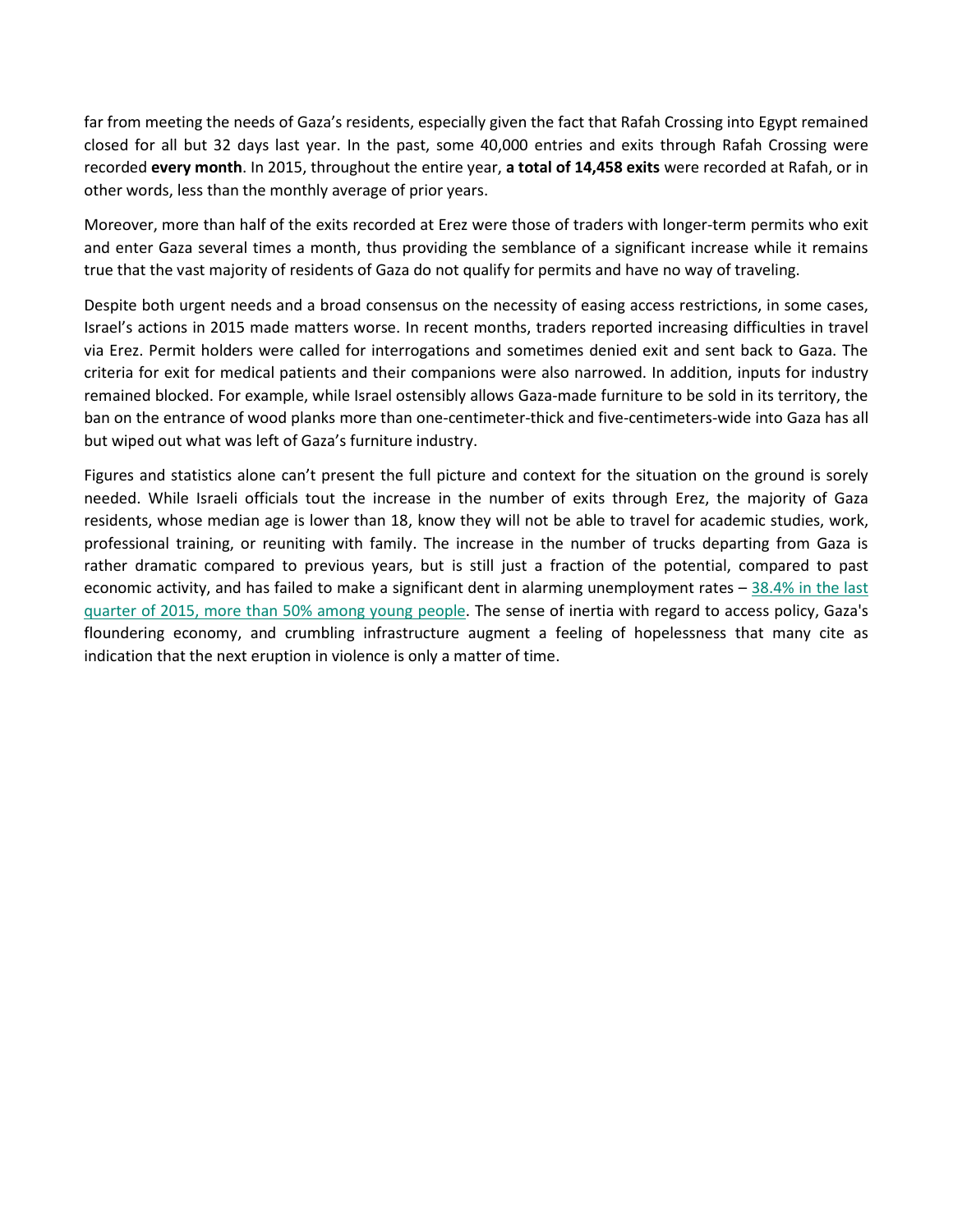far from meeting the needs of Gaza's residents, especially given the fact that Rafah Crossing into Egypt remained closed for all but 32 days last year. In the past, some 40,000 entries and exits through Rafah Crossing were recorded **every month**. In 2015, throughout the entire year, **a total of 14,458 exits** were recorded at Rafah, or in other words, less than the monthly average of prior years.

Moreover, more than half of the exits recorded at Erez were those of traders with longer-term permits who exit and enter Gaza several times a month, thus providing the semblance of a significant increase while it remains true that the vast majority of residents of Gaza do not qualify for permits and have no way of traveling.

Despite both urgent needs and a broad consensus on the necessity of easing access restrictions, in some cases, Israel's actions in 2015 made matters worse. In recent months, traders reported increasing difficulties in travel via Erez. Permit holders were called for interrogations and sometimes denied exit and sent back to Gaza. The criteria for exit for medical patients and their companions were also narrowed. In addition, inputs for industry remained blocked. For example, while Israel ostensibly allows Gaza-made furniture to be sold in its territory, the ban on the entrance of wood planks more than one-centimeter-thick and five-centimeters-wide into Gaza has all but wiped out what was left of Gaza's furniture industry.

Figures and statistics alone can't present the full picture and context for the situation on the ground is sorely needed. While Israeli officials tout the increase in the number of exits through Erez, the majority of Gaza residents, whose median age is lower than 18, know they will not be able to travel for academic studies, work, professional training, or reuniting with family. The increase in the number of trucks departing from Gaza is rather dramatic compared to previous years, but is still just a fraction of the potential, compared to past economic activity, and has failed to make a significant dent in alarming unemployment rates – 38.4% in the last quarter of 2015, more than 50% among young people. The sense of inertia with regard to access policy, Gaza's floundering economy, and crumbling infrastructure augment a feeling of hopelessness that many cite as indication that the next eruption in violence is only a matter of time.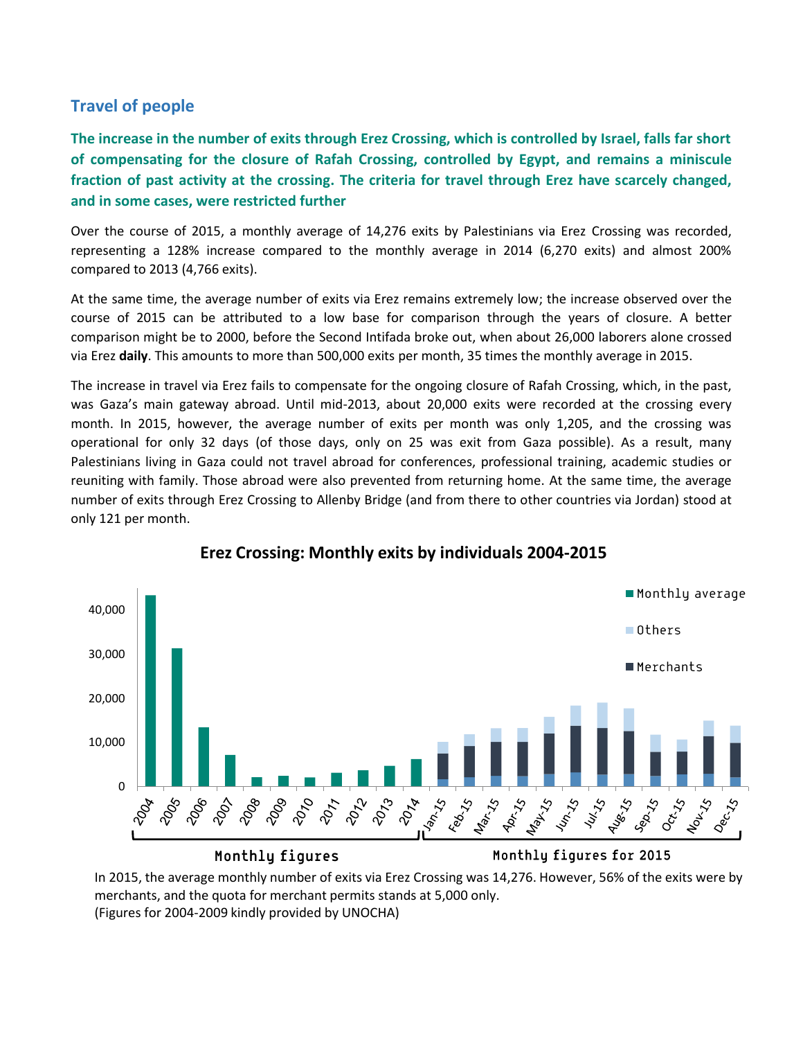## Travel of people

**The increase in the number of exits through Erez Crossing, which is controlled by Israel, falls far short of compensating for the closure of Rafah Crossing, controlled by Egypt, and remains a miniscule fraction of past activity at the crossing. The criteria for travel through Erez have scarcely changed, and in some cases, were restricted further**

Over the course of 2015, a monthly average of 14,276 exits by Palestinians via Erez Crossing was recorded, representing a 128% increase compared to the monthly average in 2014 (6,270 exits) and almost 200% compared to 2013 (4,766 exits).

At the same time, the average number of exits via Erez remains extremely low; the increase observed over the course of 2015 can be attributed to a low base for comparison through the years of closure. A better comparison might be to 2000, before the Second Intifada broke out, when about 26,000 laborers alone crossed via Erez **daily**. This amounts to more than 500,000 exits per month, 35 times the monthly average in 2015.

The increase in travel via Erez fails to compensate for the ongoing closure of Rafah Crossing, which, in the past, was Gaza's main gateway abroad. Until mid-2013, about 20,000 exits were recorded at the crossing every month. In 2015, however, the average number of exits per month was only 1,205, and the crossing was operational for only 32 days (of those days, only on 25 was exit from Gaza possible). As a result, many Palestinians living in Gaza could not travel abroad for conferences, professional training, academic studies or reuniting with family. Those abroad were also prevented from returning home. At the same time, the average number of exits through Erez Crossing to Allenby Bridge (and from there to other countries via Jordan) stood at only 121 per month.

### Erez Crossing: Monthly exits by individuals 2004-2015

In 2015, the average monthly number of exits via Erez Crossing was 14,276. However, 56% of the exits were by merchants, and the quota for merchant permits stands at 5,000 only.
(Figures for 2004-2009 kindly provided by UNOCHA)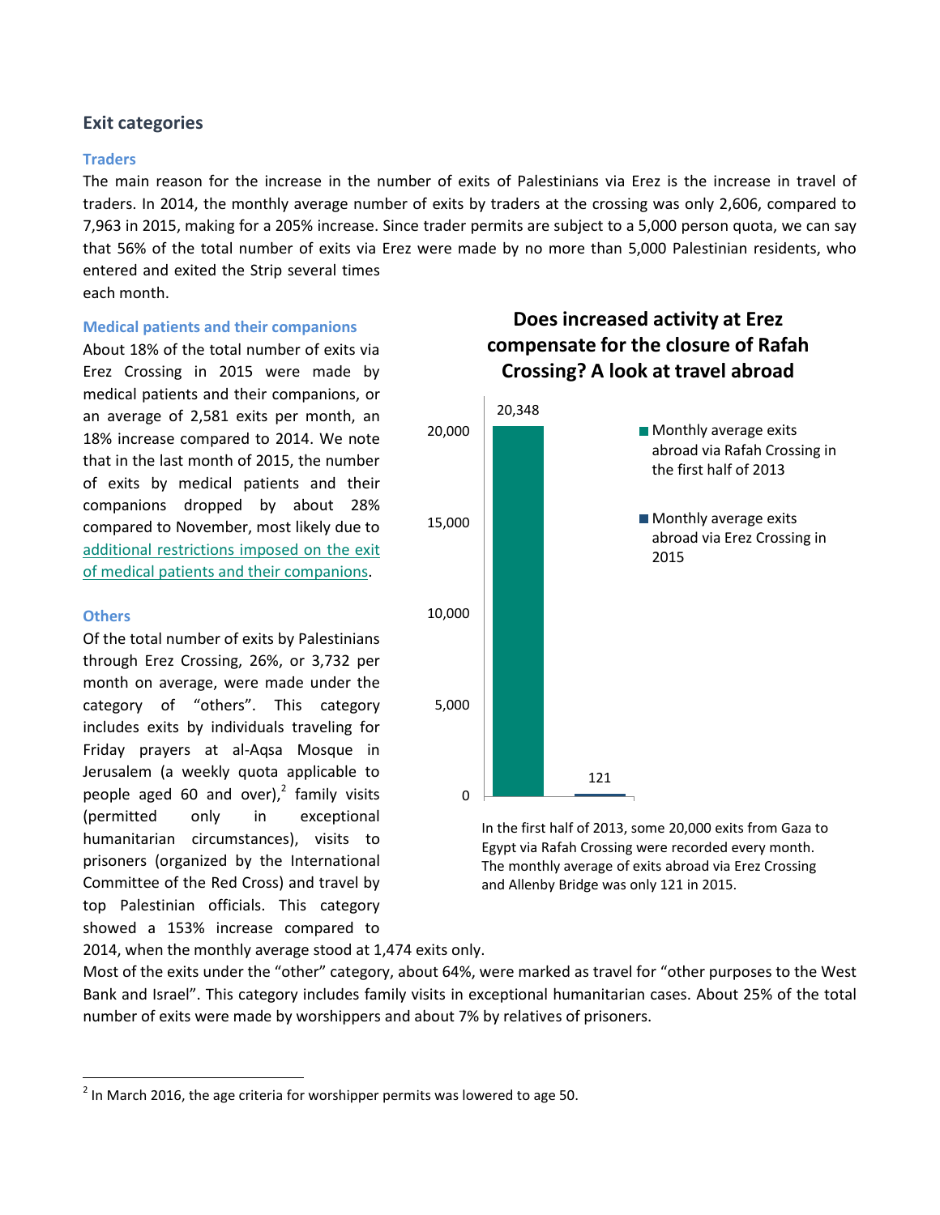## Exit categories

### Traders

The main reason for the increase in the number of exits of Palestinians via Erez is the increase in travel of traders. In 2014, the monthly average number of exits by traders at the crossing was only 2,606, compared to 7,963 in 2015, making for a 205% increase. Since trader permits are subject to a 5,000 person quota, we can say that 56% of the total number of exits via Erez were made by no more than 5,000 Palestinian residents, who entered and exited the Strip several times each month.

### Medical patients and their companions

About 18% of the total number of exits via Erez Crossing in 2015 were made by medical patients and their companions, or an average of 2,581 exits per month, an 18% increase compared to 2014. We note that in the last month of 2015, the number of exits by medical patients and their companions dropped by about 28% compared to November, most likely due to additional restrictions imposed on the exit of medical patients and their companions.

### Others

Of the total number of exits by Palestinians through Erez Crossing, 26%, or 3,732 per month on average, were made under the category of "others". This category includes exits by individuals traveling for Friday prayers at al-Aqsa Mosque in Jerusalem (a weekly quota applicable to people aged 60 and over),[2] family visits (permitted only in exceptional humanitarian circumstances), visits to prisoners (organized by the International Committee of the Red Cross) and travel by top Palestinian officials. This category showed a 153% increase compared to 2014, when the monthly average stood at 1,474 exits only.

Most of the exits under the "other" category, about 64%, were marked as travel for "other purposes to the West Bank and Israel". This category includes family visits in exceptional humanitarian cases. About 25% of the total number of exits were made by worshippers and about 7% by relatives of prisoners.

**Does increased activity at Erez compensate for the closure of Rafah Crossing? A look at travel abroad**

| | Monthly average exits |
|---|---|
| Monthly average exits abroad via Rafah Crossing in the first half of 2013 | 20,348 |
| Monthly average exits abroad via Erez Crossing in 2015 | 121 |

In the first half of 2013, some 20,000 exits from Gaza to Egypt via Rafah Crossing were recorded every month. The monthly average of exits abroad via Erez Crossing and Allenby Bridge was only 121 in 2015.

[2] In March 2016, the age criteria for worshipper permits was lowered to age 50.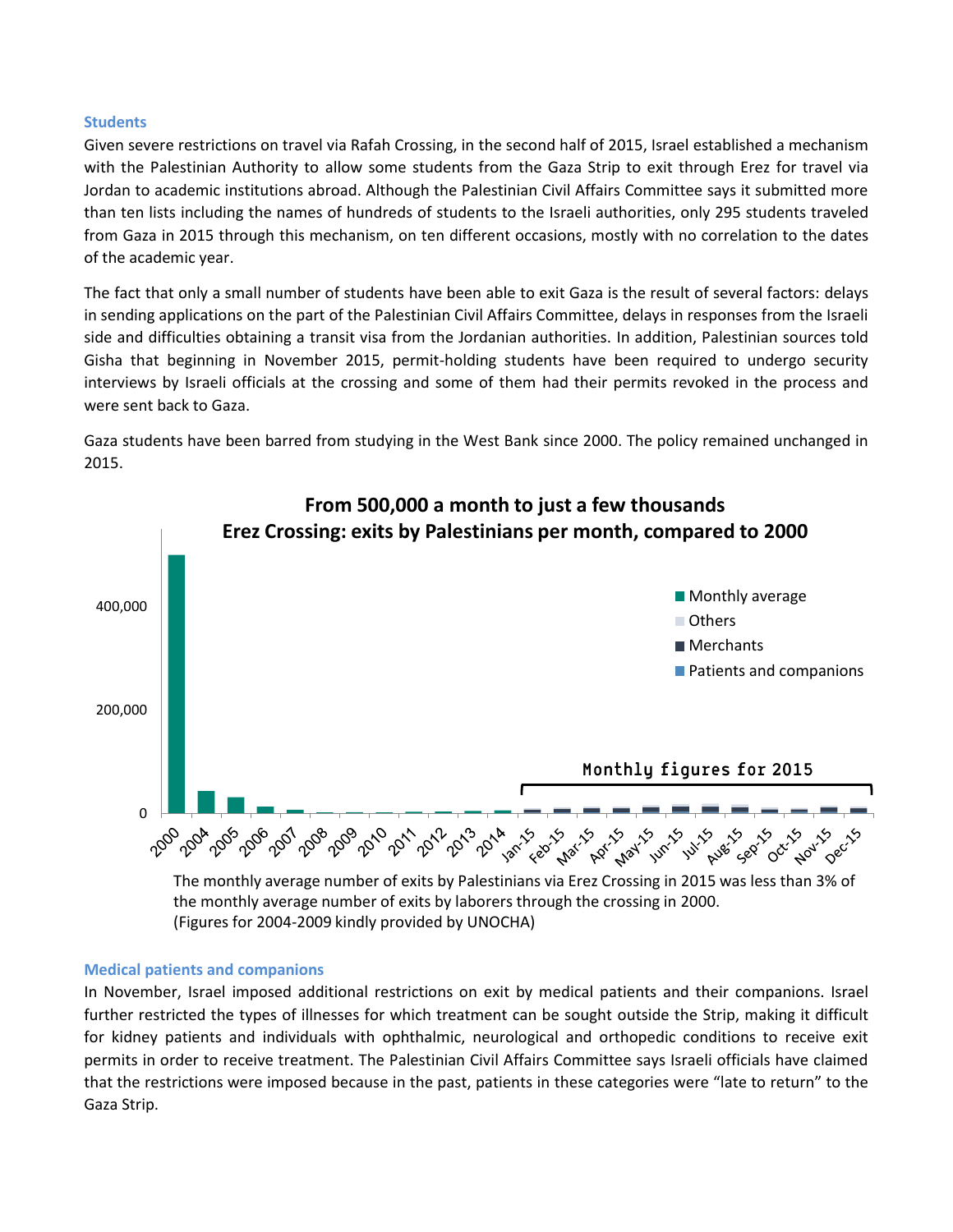### Students

Given severe restrictions on travel via Rafah Crossing, in the second half of 2015, Israel established a mechanism with the Palestinian Authority to allow some students from the Gaza Strip to exit through Erez for travel via Jordan to academic institutions abroad. Although the Palestinian Civil Affairs Committee says it submitted more than ten lists including the names of hundreds of students to the Israeli authorities, only 295 students traveled from Gaza in 2015 through this mechanism, on ten different occasions, mostly with no correlation to the dates of the academic year.

The fact that only a small number of students have been able to exit Gaza is the result of several factors: delays in sending applications on the part of the Palestinian Civil Affairs Committee, delays in responses from the Israeli side and difficulties obtaining a transit visa from the Jordanian authorities. In addition, Palestinian sources told Gisha that beginning in November 2015, permit-holding students have been required to undergo security interviews by Israeli officials at the crossing and some of them had their permits revoked in the process and were sent back to Gaza.

Gaza students have been barred from studying in the West Bank since 2000. The policy remained unchanged in 2015.

**From 500,000 a month to just a few thousands**
**Erez Crossing: exits by Palestinians per month, compared to 2000**

Legend: Monthly average; Others; Merchants; Patients and companions

Y-axis: 0; 200,000; 400,000

X-axis: 2000, 2004, 2005, 2006, 2007, 2008, 2009, 2010, 2011, 2012, 2013, 2014, Jan-15, Feb-15, Mar-15, Apr-15, May-15, Jun-15, Jul-15, Aug-15, Sep-15, Oct-15, Nov-15, Dec-15

Monthly figures for 2015

The monthly average number of exits by Palestinians via Erez Crossing in 2015 was less than 3% of the monthly average number of exits by laborers through the crossing in 2000.
(Figures for 2004-2009 kindly provided by UNOCHA)

### Medical patients and companions

In November, Israel imposed additional restrictions on exit by medical patients and their companions. Israel further restricted the types of illnesses for which treatment can be sought outside the Strip, making it difficult for kidney patients and individuals with ophthalmic, neurological and orthopedic conditions to receive exit permits in order to receive treatment. The Palestinian Civil Affairs Committee says Israeli officials have claimed that the restrictions were imposed because in the past, patients in these categories were "late to return" to the Gaza Strip.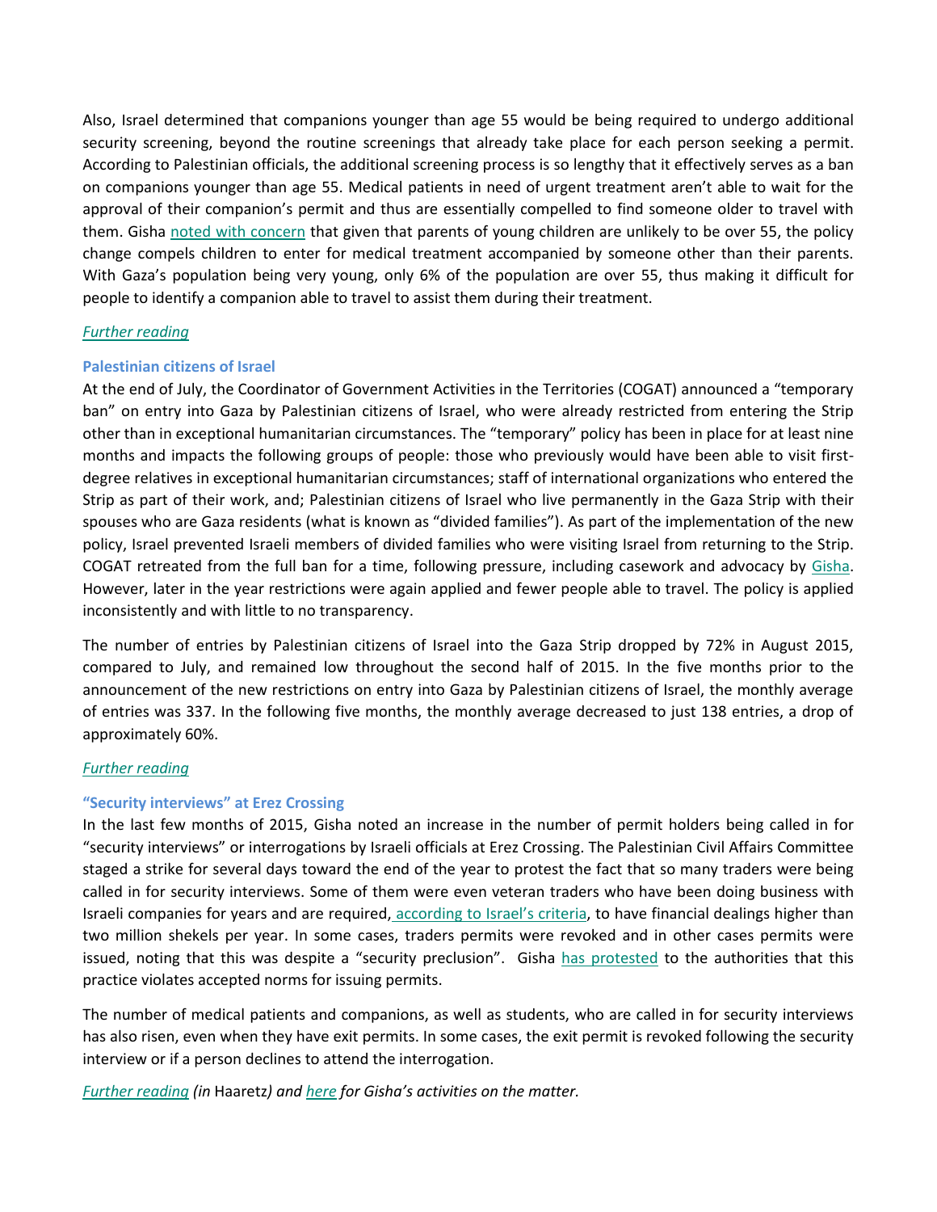Also, Israel determined that companions younger than age 55 would be being required to undergo additional security screening, beyond the routine screenings that already take place for each person seeking a permit. According to Palestinian officials, the additional screening process is so lengthy that it effectively serves as a ban on companions younger than age 55. Medical patients in need of urgent treatment aren't able to wait for the approval of their companion's permit and thus are essentially compelled to find someone older to travel with them. Gisha noted with concern that given that parents of young children are unlikely to be over 55, the policy change compels children to enter for medical treatment accompanied by someone other than their parents. With Gaza's population being very young, only 6% of the population are over 55, thus making it difficult for people to identify a companion able to travel to assist them during their treatment.

*Further reading*

### Palestinian citizens of Israel

At the end of July, the Coordinator of Government Activities in the Territories (COGAT) announced a "temporary ban" on entry into Gaza by Palestinian citizens of Israel, who were already restricted from entering the Strip other than in exceptional humanitarian circumstances. The "temporary" policy has been in place for at least nine months and impacts the following groups of people: those who previously would have been able to visit first-degree relatives in exceptional humanitarian circumstances; staff of international organizations who entered the Strip as part of their work, and; Palestinian citizens of Israel who live permanently in the Gaza Strip with their spouses who are Gaza residents (what is known as "divided families"). As part of the implementation of the new policy, Israel prevented Israeli members of divided families who were visiting Israel from returning to the Strip. COGAT retreated from the full ban for a time, following pressure, including casework and advocacy by Gisha. However, later in the year restrictions were again applied and fewer people able to travel. The policy is applied inconsistently and with little to no transparency.

The number of entries by Palestinian citizens of Israel into the Gaza Strip dropped by 72% in August 2015, compared to July, and remained low throughout the second half of 2015. In the five months prior to the announcement of the new restrictions on entry into Gaza by Palestinian citizens of Israel, the monthly average of entries was 337. In the following five months, the monthly average decreased to just 138 entries, a drop of approximately 60%.

*Further reading*

### "Security interviews" at Erez Crossing

In the last few months of 2015, Gisha noted an increase in the number of permit holders being called in for "security interviews" or interrogations by Israeli officials at Erez Crossing. The Palestinian Civil Affairs Committee staged a strike for several days toward the end of the year to protest the fact that so many traders were being called in for security interviews. Some of them were even veteran traders who have been doing business with Israeli companies for years and are required, according to Israel's criteria, to have financial dealings higher than two million shekels per year. In some cases, traders permits were revoked and in other cases permits were issued, noting that this was despite a "security preclusion". Gisha has protested to the authorities that this practice violates accepted norms for issuing permits.

The number of medical patients and companions, as well as students, who are called in for security interviews has also risen, even when they have exit permits. In some cases, the exit permit is revoked following the security interview or if a person declines to attend the interrogation.

*Further reading (in* Haaretz*) and here for Gisha's activities on the matter.*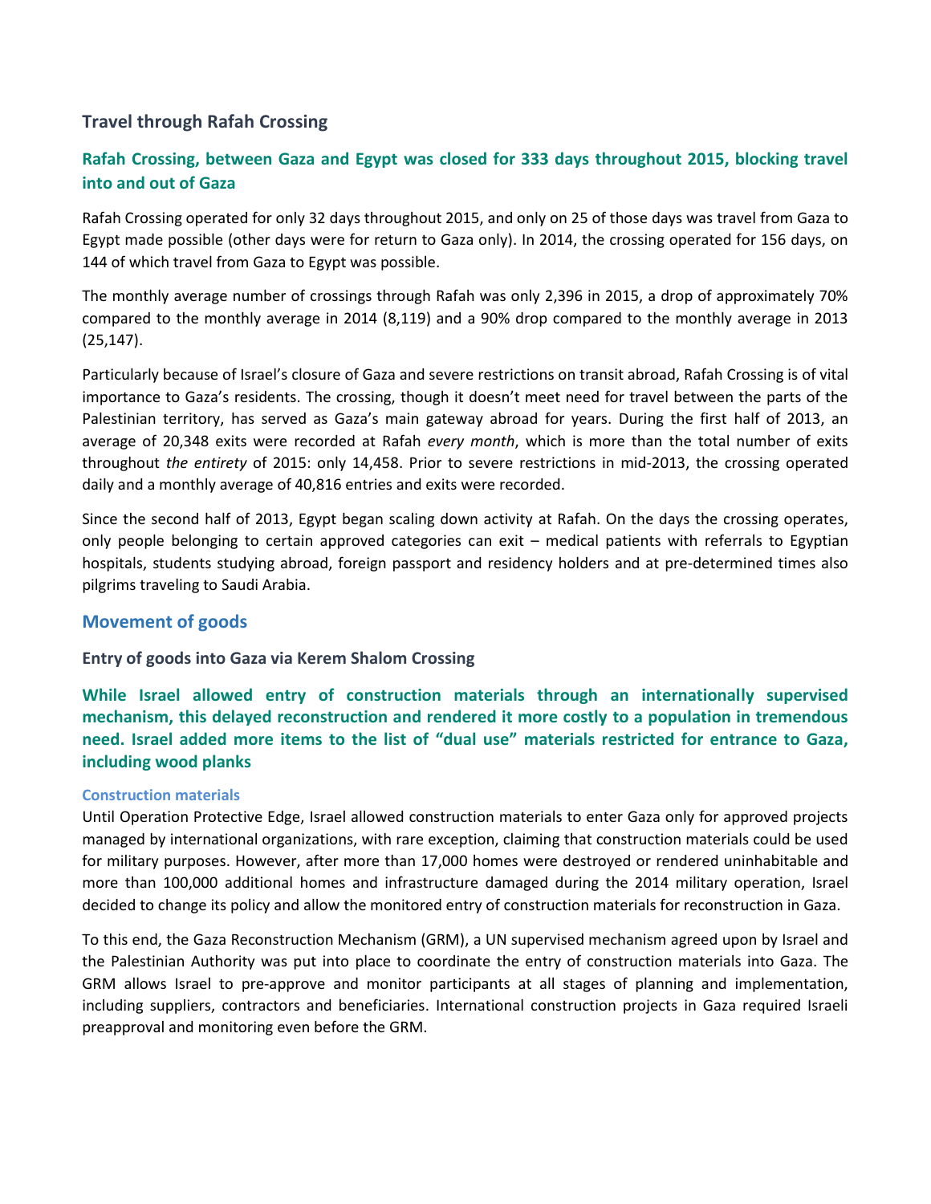### Travel through Rafah Crossing

**Rafah Crossing, between Gaza and Egypt was closed for 333 days throughout 2015, blocking travel into and out of Gaza**

Rafah Crossing operated for only 32 days throughout 2015, and only on 25 of those days was travel from Gaza to Egypt made possible (other days were for return to Gaza only). In 2014, the crossing operated for 156 days, on 144 of which travel from Gaza to Egypt was possible.

The monthly average number of crossings through Rafah was only 2,396 in 2015, a drop of approximately 70% compared to the monthly average in 2014 (8,119) and a 90% drop compared to the monthly average in 2013 (25,147).

Particularly because of Israel's closure of Gaza and severe restrictions on transit abroad, Rafah Crossing is of vital importance to Gaza's residents. The crossing, though it doesn't meet need for travel between the parts of the Palestinian territory, has served as Gaza's main gateway abroad for years. During the first half of 2013, an average of 20,348 exits were recorded at Rafah *every month*, which is more than the total number of exits throughout *the entirety* of 2015: only 14,458. Prior to severe restrictions in mid-2013, the crossing operated daily and a monthly average of 40,816 entries and exits were recorded.

Since the second half of 2013, Egypt began scaling down activity at Rafah. On the days the crossing operates, only people belonging to certain approved categories can exit – medical patients with referrals to Egyptian hospitals, students studying abroad, foreign passport and residency holders and at pre-determined times also pilgrims traveling to Saudi Arabia.

## Movement of goods

### Entry of goods into Gaza via Kerem Shalom Crossing

**While Israel allowed entry of construction materials through an internationally supervised mechanism, this delayed reconstruction and rendered it more costly to a population in tremendous need. Israel added more items to the list of "dual use" materials restricted for entrance to Gaza, including wood planks**

#### Construction materials

Until Operation Protective Edge, Israel allowed construction materials to enter Gaza only for approved projects managed by international organizations, with rare exception, claiming that construction materials could be used for military purposes. However, after more than 17,000 homes were destroyed or rendered uninhabitable and more than 100,000 additional homes and infrastructure damaged during the 2014 military operation, Israel decided to change its policy and allow the monitored entry of construction materials for reconstruction in Gaza.

To this end, the Gaza Reconstruction Mechanism (GRM), a UN supervised mechanism agreed upon by Israel and the Palestinian Authority was put into place to coordinate the entry of construction materials into Gaza. The GRM allows Israel to pre-approve and monitor participants at all stages of planning and implementation, including suppliers, contractors and beneficiaries. International construction projects in Gaza required Israeli preapproval and monitoring even before the GRM.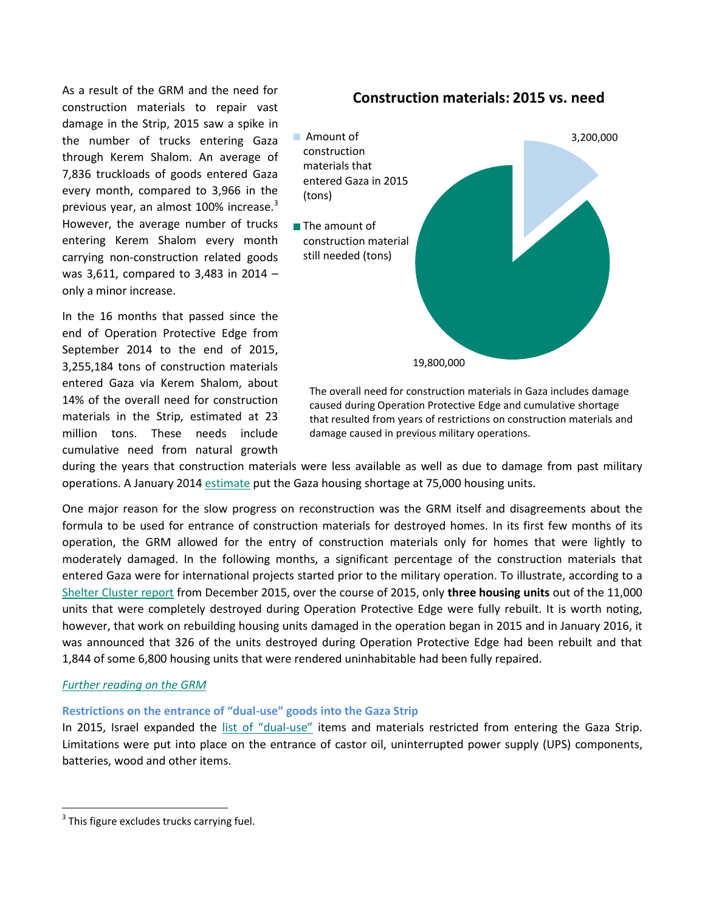As a result of the GRM and the need for construction materials to repair vast damage in the Strip, 2015 saw a spike in the number of trucks entering Gaza through Kerem Shalom. An average of 7,836 truckloads of goods entered Gaza every month, compared to 3,966 in the previous year, an almost 100% increase.[3] However, the average number of trucks entering Kerem Shalom every month carrying non-construction related goods was 3,611, compared to 3,483 in 2014 – only a minor increase.

In the 16 months that passed since the end of Operation Protective Edge from September 2014 to the end of 2015, 3,255,184 tons of construction materials entered Gaza via Kerem Shalom, about 14% of the overall need for construction materials in the Strip, estimated at 23 million tons. These needs include cumulative need from natural growth during the years that construction materials were less available as well as due to damage from past military operations. A January 2014 estimate put the Gaza housing shortage at 75,000 housing units.

**Construction materials: 2015 vs. need**

- Amount of construction materials that entered Gaza in 2015 (tons): 3,200,000
- The amount of construction material still needed (tons): 19,800,000

The overall need for construction materials in Gaza includes damage caused during Operation Protective Edge and cumulative shortage that resulted from years of restrictions on construction materials and damage caused in previous military operations.

One major reason for the slow progress on reconstruction was the GRM itself and disagreements about the formula to be used for entrance of construction materials for destroyed homes. In its first few months of its operation, the GRM allowed for the entry of construction materials only for homes that were lightly to moderately damaged. In the following months, a significant percentage of the construction materials that entered Gaza were for international projects started prior to the military operation. To illustrate, according to a Shelter Cluster report from December 2015, over the course of 2015, only **three housing units** out of the 11,000 units that were completely destroyed during Operation Protective Edge were fully rebuilt. It is worth noting, however, that work on rebuilding housing units damaged in the operation began in 2015 and in January 2016, it was announced that 326 of the units destroyed during Operation Protective Edge had been rebuilt and that 1,844 of some 6,800 housing units that were rendered uninhabitable had been fully repaired.

*Further reading on the GRM*

### Restrictions on the entrance of "dual-use" goods into the Gaza Strip

In 2015, Israel expanded the list of "dual-use" items and materials restricted from entering the Gaza Strip. Limitations were put into place on the entrance of castor oil, uninterrupted power supply (UPS) components, batteries, wood and other items.

[3] This figure excludes trucks carrying fuel.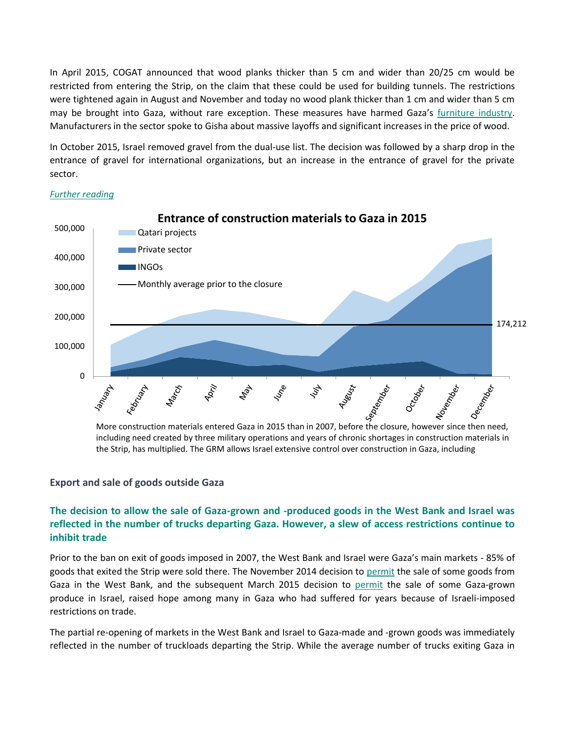In April 2015, COGAT announced that wood planks thicker than 5 cm and wider than 20/25 cm would be restricted from entering the Strip, on the claim that these could be used for building tunnels. The restrictions were tightened again in August and November and today no wood plank thicker than 1 cm and wider than 5 cm may be brought into Gaza, without rare exception. These measures have harmed Gaza's furniture industry. Manufacturers in the sector spoke to Gisha about massive layoffs and significant increases in the price of wood.

In October 2015, Israel removed gravel from the dual-use list. The decision was followed by a sharp drop in the entrance of gravel for international organizations, but an increase in the entrance of gravel for the private sector.

*Further reading*

**Entrance of construction materials to Gaza in 2015**

Legend: Qatari projects; Private sector; INGOs; Monthly average prior to the closure (174,212)

More construction materials entered Gaza in 2015 than in 2007, before the closure, however since then need, including need created by three military operations and years of chronic shortages in construction materials in the Strip, has multiplied. The GRM allows Israel extensive control over construction in Gaza, including

### Export and sale of goods outside Gaza

## The decision to allow the sale of Gaza-grown and -produced goods in the West Bank and Israel was reflected in the number of trucks departing Gaza. However, a slew of access restrictions continue to inhibit trade

Prior to the ban on exit of goods imposed in 2007, the West Bank and Israel were Gaza's main markets - 85% of goods that exited the Strip were sold there. The November 2014 decision to permit the sale of some goods from Gaza in the West Bank, and the subsequent March 2015 decision to permit the sale of some Gaza-grown produce in Israel, raised hope among many in Gaza who had suffered for years because of Israeli-imposed restrictions on trade.

The partial re-opening of markets in the West Bank and Israel to Gaza-made and -grown goods was immediately reflected in the number of truckloads departing the Strip. While the average number of trucks exiting Gaza in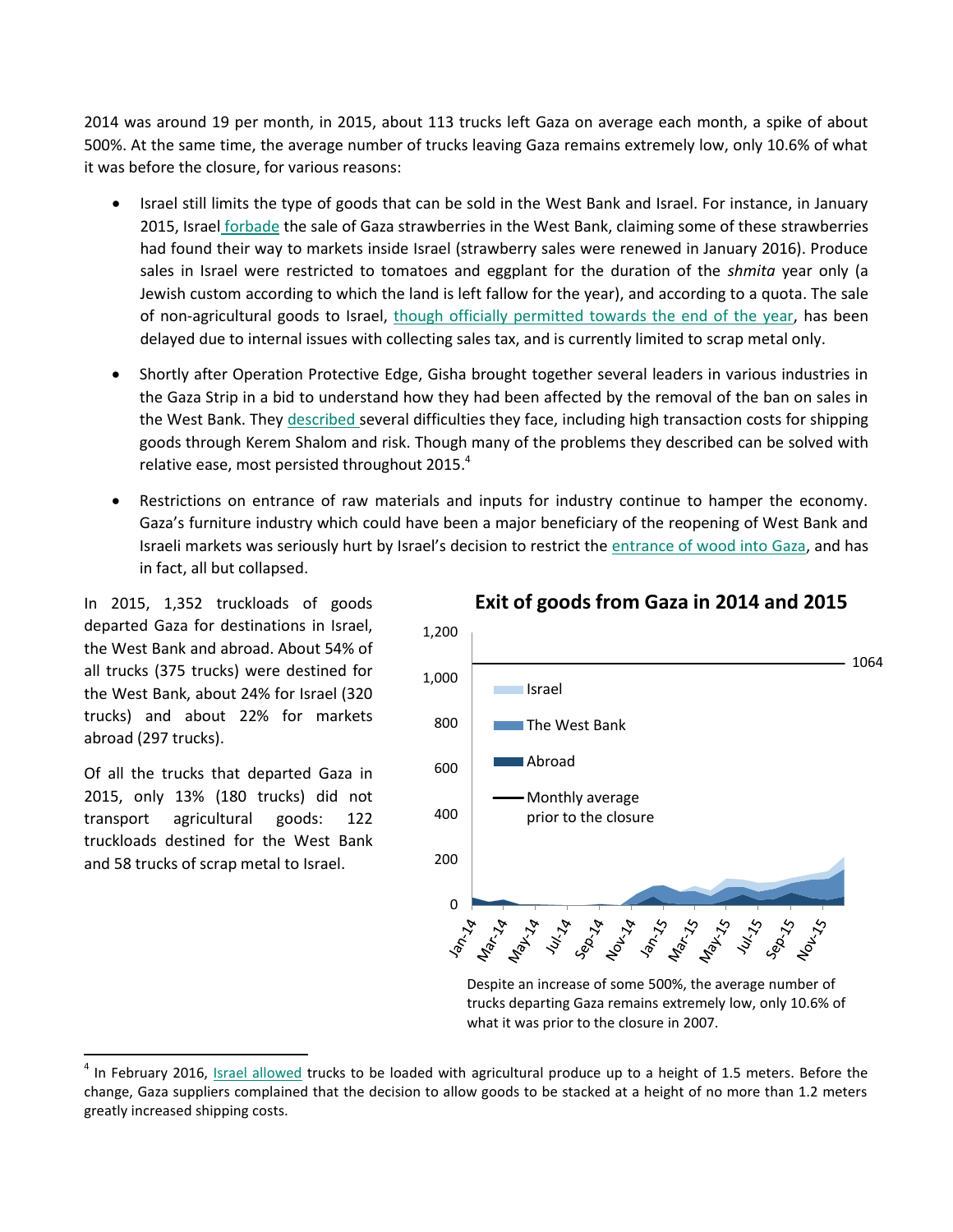2014 was around 19 per month, in 2015, about 113 trucks left Gaza on average each month, a spike of about 500%. At the same time, the average number of trucks leaving Gaza remains extremely low, only 10.6% of what it was before the closure, for various reasons:

- Israel still limits the type of goods that can be sold in the West Bank and Israel. For instance, in January 2015, Israel forbade the sale of Gaza strawberries in the West Bank, claiming some of these strawberries had found their way to markets inside Israel (strawberry sales were renewed in January 2016). Produce sales in Israel were restricted to tomatoes and eggplant for the duration of the *shmita* year only (a Jewish custom according to which the land is left fallow for the year), and according to a quota. The sale of non-agricultural goods to Israel, though officially permitted towards the end of the year, has been delayed due to internal issues with collecting sales tax, and is currently limited to scrap metal only.

- Shortly after Operation Protective Edge, Gisha brought together several leaders in various industries in the Gaza Strip in a bid to understand how they had been affected by the removal of the ban on sales in the West Bank. They described several difficulties they face, including high transaction costs for shipping goods through Kerem Shalom and risk. Though many of the problems they described can be solved with relative ease, most persisted throughout 2015.[4]

- Restrictions on entrance of raw materials and inputs for industry continue to hamper the economy. Gaza's furniture industry which could have been a major beneficiary of the reopening of West Bank and Israeli markets was seriously hurt by Israel's decision to restrict the entrance of wood into Gaza, and has in fact, all but collapsed.

In 2015, 1,352 truckloads of goods departed Gaza for destinations in Israel, the West Bank and abroad. About 54% of all trucks (375 trucks) were destined for the West Bank, about 24% for Israel (320 trucks) and about 22% for markets abroad (297 trucks).

Of all the trucks that departed Gaza in 2015, only 13% (180 trucks) did not transport agricultural goods: 122 truckloads destined for the West Bank and 58 trucks of scrap metal to Israel.

**Exit of goods from Gaza in 2014 and 2015**

1,200
1,000
800
600
400
200
0
1064
Israel
The West Bank
Abroad
Monthly average prior to the closure
Jan-14
Mar-14
May-14
Jul-14
Sep-14
Nov-14
Jan-15
Mar-15
May-15
Jul-15
Sep-15
Nov-15

Despite an increase of some 500%, the average number of trucks departing Gaza remains extremely low, only 10.6% of what it was prior to the closure in 2007.

[4] In February 2016, Israel allowed trucks to be loaded with agricultural produce up to a height of 1.5 meters. Before the change, Gaza suppliers complained that the decision to allow goods to be stacked at a height of no more than 1.2 meters greatly increased shipping costs.